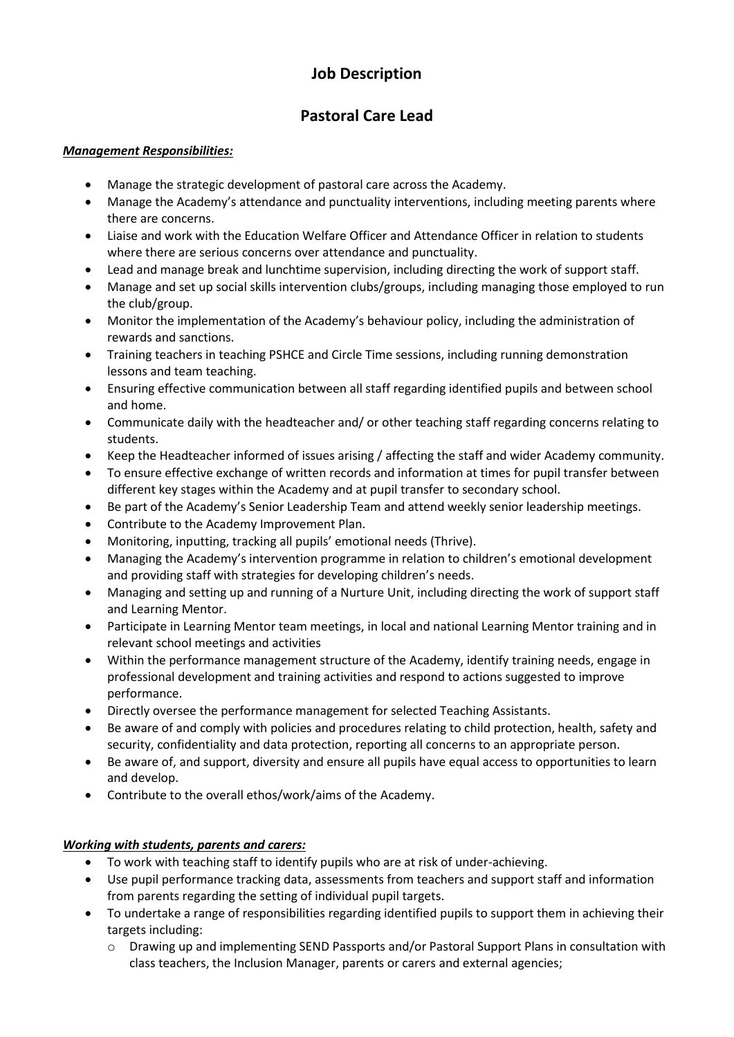# Job Description

## Pastoral Care Lead

***Management Responsibilities:***

- Manage the strategic development of pastoral care across the Academy.
- Manage the Academy's attendance and punctuality interventions, including meeting parents where there are concerns.
- Liaise and work with the Education Welfare Officer and Attendance Officer in relation to students where there are serious concerns over attendance and punctuality.
- Lead and manage break and lunchtime supervision, including directing the work of support staff.
- Manage and set up social skills intervention clubs/groups, including managing those employed to run the club/group.
- Monitor the implementation of the Academy's behaviour policy, including the administration of rewards and sanctions.
- Training teachers in teaching PSHCE and Circle Time sessions, including running demonstration lessons and team teaching.
- Ensuring effective communication between all staff regarding identified pupils and between school and home.
- Communicate daily with the headteacher and/ or other teaching staff regarding concerns relating to students.
- Keep the Headteacher informed of issues arising / affecting the staff and wider Academy community.
- To ensure effective exchange of written records and information at times for pupil transfer between different key stages within the Academy and at pupil transfer to secondary school.
- Be part of the Academy's Senior Leadership Team and attend weekly senior leadership meetings.
- Contribute to the Academy Improvement Plan.
- Monitoring, inputting, tracking all pupils' emotional needs (Thrive).
- Managing the Academy's intervention programme in relation to children's emotional development and providing staff with strategies for developing children's needs.
- Managing and setting up and running of a Nurture Unit, including directing the work of support staff and Learning Mentor.
- Participate in Learning Mentor team meetings, in local and national Learning Mentor training and in relevant school meetings and activities
- Within the performance management structure of the Academy, identify training needs, engage in professional development and training activities and respond to actions suggested to improve performance.
- Directly oversee the performance management for selected Teaching Assistants.
- Be aware of and comply with policies and procedures relating to child protection, health, safety and security, confidentiality and data protection, reporting all concerns to an appropriate person.
- Be aware of, and support, diversity and ensure all pupils have equal access to opportunities to learn and develop.
- Contribute to the overall ethos/work/aims of the Academy.

***Working with students, parents and carers:***

- To work with teaching staff to identify pupils who are at risk of under-achieving.
- Use pupil performance tracking data, assessments from teachers and support staff and information from parents regarding the setting of individual pupil targets.
- To undertake a range of responsibilities regarding identified pupils to support them in achieving their targets including:
  - Drawing up and implementing SEND Passports and/or Pastoral Support Plans in consultation with class teachers, the Inclusion Manager, parents or carers and external agencies;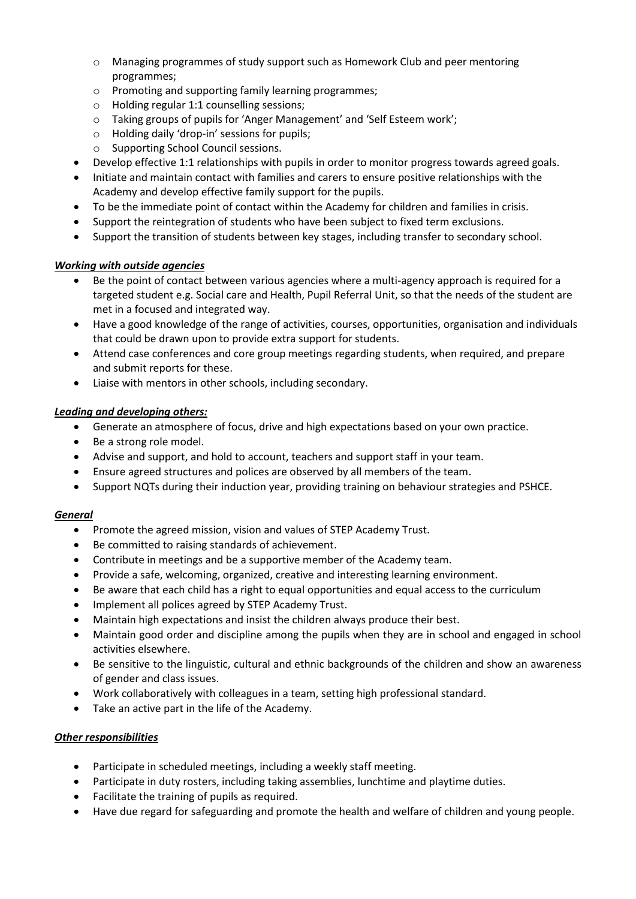- Managing programmes of study support such as Homework Club and peer mentoring programmes;
  - Promoting and supporting family learning programmes;
  - Holding regular 1:1 counselling sessions;
  - Taking groups of pupils for 'Anger Management' and 'Self Esteem work';
  - Holding daily 'drop-in' sessions for pupils;
  - Supporting School Council sessions.
- Develop effective 1:1 relationships with pupils in order to monitor progress towards agreed goals.
- Initiate and maintain contact with families and carers to ensure positive relationships with the Academy and develop effective family support for the pupils.
- To be the immediate point of contact within the Academy for children and families in crisis.
- Support the reintegration of students who have been subject to fixed term exclusions.
- Support the transition of students between key stages, including transfer to secondary school.

***<u>Working with outside agencies</u>***

- Be the point of contact between various agencies where a multi-agency approach is required for a targeted student e.g. Social care and Health, Pupil Referral Unit, so that the needs of the student are met in a focused and integrated way.
- Have a good knowledge of the range of activities, courses, opportunities, organisation and individuals that could be drawn upon to provide extra support for students.
- Attend case conferences and core group meetings regarding students, when required, and prepare and submit reports for these.
- Liaise with mentors in other schools, including secondary.

***<u>Leading and developing others:</u>***

- Generate an atmosphere of focus, drive and high expectations based on your own practice.
- Be a strong role model.
- Advise and support, and hold to account, teachers and support staff in your team.
- Ensure agreed structures and polices are observed by all members of the team.
- Support NQTs during their induction year, providing training on behaviour strategies and PSHCE.

***<u>General</u>***

- Promote the agreed mission, vision and values of STEP Academy Trust.
- Be committed to raising standards of achievement.
- Contribute in meetings and be a supportive member of the Academy team.
- Provide a safe, welcoming, organized, creative and interesting learning environment.
- Be aware that each child has a right to equal opportunities and equal access to the curriculum
- Implement all polices agreed by STEP Academy Trust.
- Maintain high expectations and insist the children always produce their best.
- Maintain good order and discipline among the pupils when they are in school and engaged in school activities elsewhere.
- Be sensitive to the linguistic, cultural and ethnic backgrounds of the children and show an awareness of gender and class issues.
- Work collaboratively with colleagues in a team, setting high professional standard.
- Take an active part in the life of the Academy.

***<u>Other responsibilities</u>***

- Participate in scheduled meetings, including a weekly staff meeting.
- Participate in duty rosters, including taking assemblies, lunchtime and playtime duties.
- Facilitate the training of pupils as required.
- Have due regard for safeguarding and promote the health and welfare of children and young people.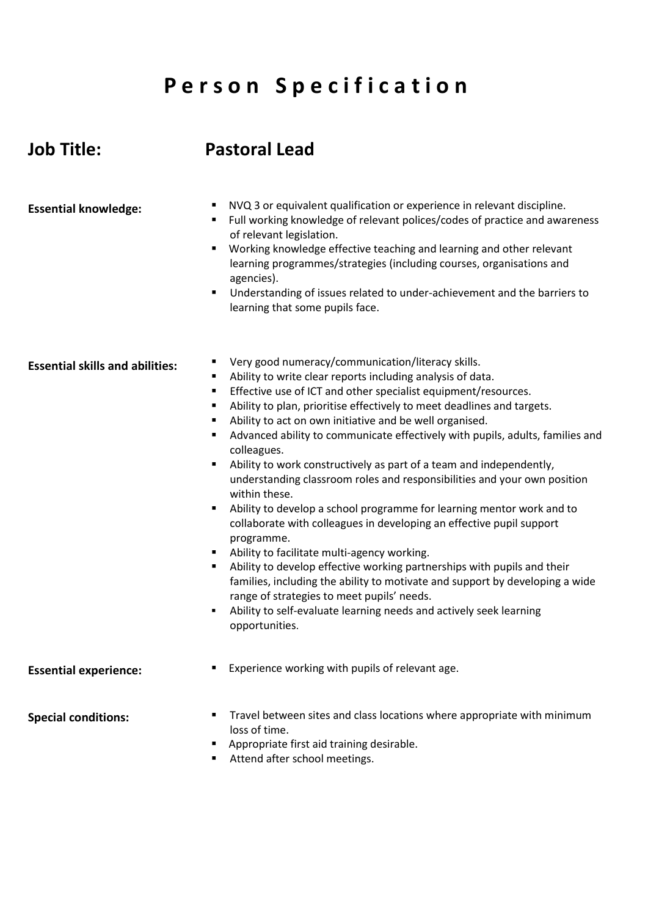# Person Specification

## Job Title: Pastoral Lead

**Essential knowledge:**

- NVQ 3 or equivalent qualification or experience in relevant discipline.
- Full working knowledge of relevant polices/codes of practice and awareness of relevant legislation.
- Working knowledge effective teaching and learning and other relevant learning programmes/strategies (including courses, organisations and agencies).
- Understanding of issues related to under-achievement and the barriers to learning that some pupils face.

**Essential skills and abilities:**

- Very good numeracy/communication/literacy skills.
- Ability to write clear reports including analysis of data.
- Effective use of ICT and other specialist equipment/resources.
- Ability to plan, prioritise effectively to meet deadlines and targets.
- Ability to act on own initiative and be well organised.
- Advanced ability to communicate effectively with pupils, adults, families and colleagues.
- Ability to work constructively as part of a team and independently, understanding classroom roles and responsibilities and your own position within these.
- Ability to develop a school programme for learning mentor work and to collaborate with colleagues in developing an effective pupil support programme.
- Ability to facilitate multi-agency working.
- Ability to develop effective working partnerships with pupils and their families, including the ability to motivate and support by developing a wide range of strategies to meet pupils' needs.
- Ability to self-evaluate learning needs and actively seek learning opportunities.

**Essential experience:**

- Experience working with pupils of relevant age.

**Special conditions:**

- Travel between sites and class locations where appropriate with minimum loss of time.
- Appropriate first aid training desirable.
- Attend after school meetings.